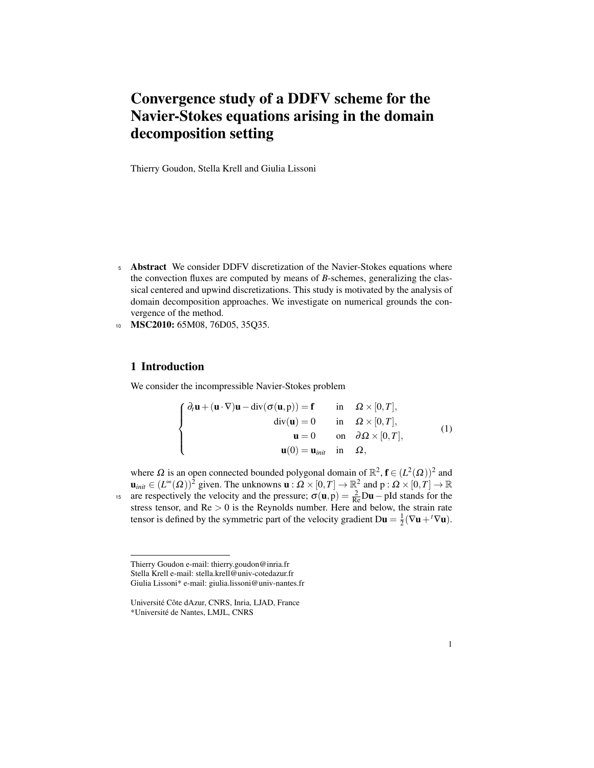# Convergence study of a DDFV scheme for the Navier-Stokes equations arising in the domain decomposition setting

Thierry Goudon, Stella Krell and Giulia Lissoni

**Abstract** We consider DDFV discretization of the Navier-Stokes equations where the convection fluxes are computed by means of *B*-schemes, generalizing the classical centered and upwind discretizations. This study is motivated by the analysis of domain decomposition approaches. We investigate on numerical grounds the convergence of the method.

**MSC2010:** 65M08, 76D05, 35Q35.

## 1 Introduction

We consider the incompressible Navier-Stokes problem

$$
\begin{cases}
\partial_t \mathbf{u} + (\mathbf{u}\cdot\nabla)\mathbf{u} - \mathrm{div}(\sigma(\mathbf{u},\mathrm{p})) = \mathbf{f} & \text{in} \quad \Omega\times[0,T], \\
\mathrm{div}(\mathbf{u}) = 0 & \text{in} \quad \Omega\times[0,T], \\
\mathbf{u} = 0 & \text{on} \quad \partial\Omega\times[0,T], \\
\mathbf{u}(0) = \mathbf{u}_{init} & \text{in} \quad \Omega,
\end{cases}
\tag{1}
$$

where $\Omega$ is an open connected bounded polygonal domain of $\mathbb{R}^2$, $\mathbf{f} \in (L^2(\Omega))^2$ and $\mathbf{u}_{init} \in (L^\infty(\Omega))^2$ given. The unknowns $\mathbf{u} : \Omega\times[0,T] \to \mathbb{R}^2$ and $\mathrm{p} : \Omega\times[0,T] \to \mathbb{R}$ are respectively the velocity and the pressure; $\sigma(\mathbf{u},\mathrm{p}) = \frac{2}{\mathrm{Re}}\mathrm{D}\mathbf{u} - \mathrm{pId}$ stands for the stress tensor, and $\mathrm{Re} > 0$ is the Reynolds number. Here and below, the strain rate tensor is defined by the symmetric part of the velocity gradient $\mathrm{D}\mathbf{u} = \frac{1}{2}(\nabla\mathbf{u} + {}^t\nabla\mathbf{u})$.

Thierry Goudon e-mail: thierry.goudon@inria.fr
Stella Krell e-mail: stella.krell@univ-cotedazur.fr
Giulia Lissoni* e-mail: giulia.lissoni@univ-nantes.fr

Université Côte dAzur, CNRS, Inria, LJAD, France
*Université de Nantes, LMJL, CNRS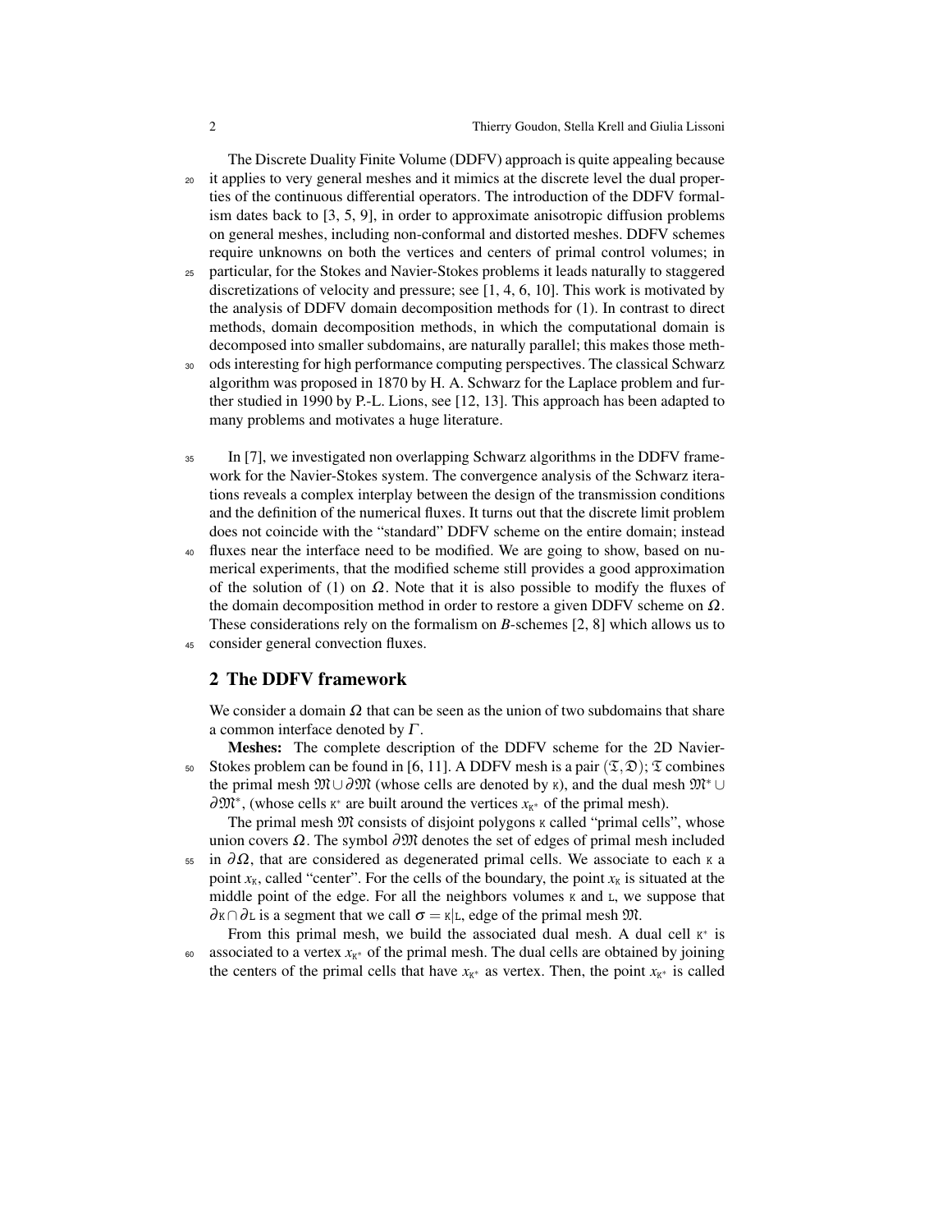The Discrete Duality Finite Volume (DDFV) approach is quite appealing because it applies to very general meshes and it mimics at the discrete level the dual properties of the continuous differential operators. The introduction of the DDFV formalism dates back to [3, 5, 9], in order to approximate anisotropic diffusion problems on general meshes, including non-conformal and distorted meshes. DDFV schemes require unknowns on both the vertices and centers of primal control volumes; in particular, for the Stokes and Navier-Stokes problems it leads naturally to staggered discretizations of velocity and pressure; see [1, 4, 6, 10]. This work is motivated by the analysis of DDFV domain decomposition methods for (1). In contrast to direct methods, domain decomposition methods, in which the computational domain is decomposed into smaller subdomains, are naturally parallel; this makes those methods interesting for high performance computing perspectives. The classical Schwarz algorithm was proposed in 1870 by H. A. Schwarz for the Laplace problem and further studied in 1990 by P.-L. Lions, see [12, 13]. This approach has been adapted to many problems and motivates a huge literature.

In [7], we investigated non overlapping Schwarz algorithms in the DDFV framework for the Navier-Stokes system. The convergence analysis of the Schwarz iterations reveals a complex interplay between the design of the transmission conditions and the definition of the numerical fluxes. It turns out that the discrete limit problem does not coincide with the "standard" DDFV scheme on the entire domain; instead fluxes near the interface need to be modified. We are going to show, based on numerical experiments, that the modified scheme still provides a good approximation of the solution of (1) on $\Omega$. Note that it is also possible to modify the fluxes of the domain decomposition method in order to restore a given DDFV scheme on $\Omega$. These considerations rely on the formalism on *B*-schemes [2, 8] which allows us to consider general convection fluxes.

## 2 The DDFV framework

We consider a domain $\Omega$ that can be seen as the union of two subdomains that share a common interface denoted by $\Gamma$.

**Meshes:** The complete description of the DDFV scheme for the 2D Navier-Stokes problem can be found in [6, 11]. A DDFV mesh is a pair $(\mathfrak{T}, \mathfrak{D})$; $\mathfrak{T}$ combines the primal mesh $\mathfrak{M} \cup \partial\mathfrak{M}$ (whose cells are denoted by $\kappa$), and the dual mesh $\mathfrak{M}^* \cup \partial\mathfrak{M}^*$, (whose cells $\kappa^*$ are built around the vertices $x_{\kappa^*}$ of the primal mesh).

The primal mesh $\mathfrak{M}$ consists of disjoint polygons $\kappa$ called "primal cells", whose union covers $\Omega$. The symbol $\partial\mathfrak{M}$ denotes the set of edges of primal mesh included in $\partial\Omega$, that are considered as degenerated primal cells. We associate to each $\kappa$ a point $x_\kappa$, called "center". For the cells of the boundary, the point $x_\kappa$ is situated at the middle point of the edge. For all the neighbors volumes $\kappa$ and $\mathrm{L}$, we suppose that $\partial\kappa \cap \partial\mathrm{L}$ is a segment that we call $\sigma = \kappa|\mathrm{L}$, edge of the primal mesh $\mathfrak{M}$.

From this primal mesh, we build the associated dual mesh. A dual cell $\kappa^*$ is associated to a vertex $x_{\kappa^*}$ of the primal mesh. The dual cells are obtained by joining the centers of the primal cells that have $x_{\kappa^*}$ as vertex. Then, the point $x_{\kappa^*}$ is called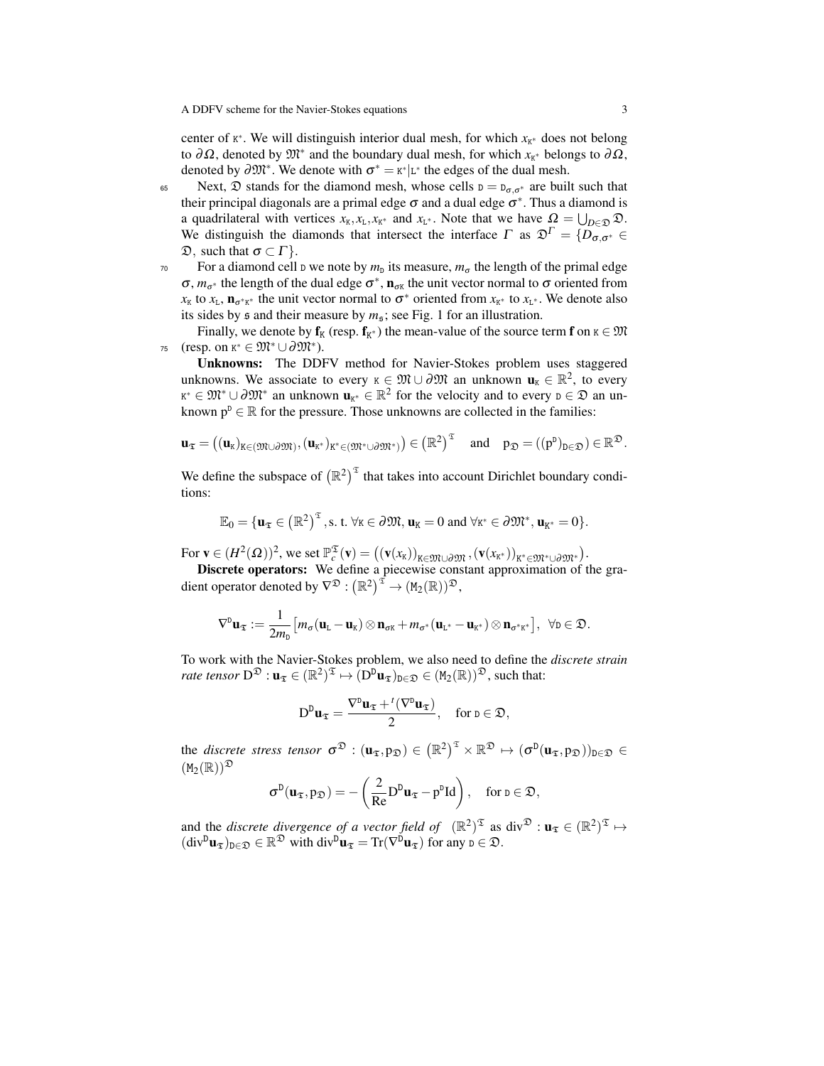center of $\mathtt{K}^*$. We will distinguish interior dual mesh, for which $x_{\mathtt{K}^*}$ does not belong to $\partial\Omega$, denoted by $\mathfrak{M}^*$ and the boundary dual mesh, for which $x_{\mathtt{K}^*}$ belongs to $\partial\Omega$, denoted by $\partial\mathfrak{M}^*$. We denote with $\sigma^* = \mathtt{K}^*|\mathtt{L}^*$ the edges of the dual mesh.

Next, $\mathfrak{D}$ stands for the diamond mesh, whose cells $\mathtt{D} = \mathtt{D}_{\sigma,\sigma^*}$ are built such that their principal diagonals are a primal edge $\sigma$ and a dual edge $\sigma^*$. Thus a diamond is a quadrilateral with vertices $x_\mathtt{K}, x_\mathtt{L}, x_{\mathtt{K}^*}$ and $x_{\mathtt{L}^*}$. Note that we have $\Omega = \bigcup_{D\in\mathfrak{D}} \mathfrak{D}$. We distinguish the diamonds that intersect the interface $\Gamma$ as $\mathfrak{D}^\Gamma = \{D_{\sigma,\sigma^*} \in \mathfrak{D},$ such that $\sigma \subset \Gamma\}$.

For a diamond cell $\mathtt{D}$ we note by $m_\mathtt{D}$ its measure, $m_\sigma$ the length of the primal edge $\sigma$, $m_{\sigma^*}$ the length of the dual edge $\sigma^*$, $\mathbf{n}_{\sigma\mathtt{K}}$ the unit vector normal to $\sigma$ oriented from $x_\mathtt{K}$ to $x_\mathtt{L}$, $\mathbf{n}_{\sigma^*\mathtt{K}^*}$ the unit vector normal to $\sigma^*$ oriented from $x_{\mathtt{K}^*}$ to $x_{\mathtt{L}^*}$. We denote also its sides by $\mathfrak{s}$ and their measure by $m_\mathfrak{s}$; see Fig. 1 for an illustration.

Finally, we denote by $\mathbf{f}_\mathtt{K}$ (resp. $\mathbf{f}_{\mathtt{K}^*}$) the mean-value of the source term $\mathbf{f}$ on $\mathtt{K} \in \mathfrak{M}$ (resp. on $\mathtt{K}^* \in \mathfrak{M}^* \cup \partial\mathfrak{M}^*$).

**Unknowns:** The DDFV method for Navier-Stokes problem uses staggered unknowns. We associate to every $\mathtt{K} \in \mathfrak{M} \cup \partial\mathfrak{M}$ an unknown $\mathbf{u}_\mathtt{K} \in \mathbb{R}^2$, to every $\mathtt{K}^* \in \mathfrak{M}^* \cup \partial\mathfrak{M}^*$ an unknown $\mathbf{u}_{\mathtt{K}^*} \in \mathbb{R}^2$ for the velocity and to every $\mathtt{D} \in \mathfrak{D}$ an unknown $\mathrm{p}^\mathtt{D} \in \mathbb{R}$ for the pressure. Those unknowns are collected in the families:

$$\mathbf{u}_\mathfrak{T} = \left((\mathbf{u}_\mathtt{K})_{\mathtt{K}\in(\mathfrak{M}\cup\partial\mathfrak{M})}, (\mathbf{u}_{\mathtt{K}^*})_{\mathtt{K}^*\in(\mathfrak{M}^*\cup\partial\mathfrak{M}^*)}\right) \in \left(\mathbb{R}^2\right)^\mathfrak{T} \quad \text{and} \quad \mathrm{p}_\mathfrak{D} = \left((\mathrm{p}^\mathtt{D})_{\mathtt{D}\in\mathfrak{D}}\right) \in \mathbb{R}^\mathfrak{D}.$$

We define the subspace of $\left(\mathbb{R}^2\right)^\mathfrak{T}$ that takes into account Dirichlet boundary conditions:

$$\mathbb{E}_0 = \{\mathbf{u}_\mathfrak{T} \in \left(\mathbb{R}^2\right)^\mathfrak{T}, \text{s. t. } \forall \mathtt{K} \in \partial\mathfrak{M}, \mathbf{u}_\mathtt{K} = 0 \text{ and } \forall \mathtt{K}^* \in \partial\mathfrak{M}^*, \mathbf{u}_{\mathtt{K}^*} = 0\}.$$

For $\mathbf{v} \in (H^2(\Omega))^2$, we set $\mathbb{P}_c^\mathfrak{T}(\mathbf{v}) = \left((\mathbf{v}(x_\mathtt{K}))_{\mathtt{K}\in\mathfrak{M}\cup\partial\mathfrak{M}}, (\mathbf{v}(x_{\mathtt{K}^*}))_{\mathtt{K}^*\in\mathfrak{M}^*\cup\partial\mathfrak{M}^*}\right)$.

**Discrete operators:** We define a piecewise constant approximation of the gradient operator denoted by $\nabla^\mathfrak{D} : \left(\mathbb{R}^2\right)^\mathfrak{T} \to (\mathtt{M}_2(\mathbb{R}))^\mathfrak{D}$,

$$\nabla^\mathtt{D}\mathbf{u}_\mathfrak{T} := \frac{1}{2m_\mathtt{D}}\left[m_\sigma(\mathbf{u}_\mathtt{L} - \mathbf{u}_\mathtt{K}) \otimes \mathbf{n}_{\sigma\mathtt{K}} + m_{\sigma^*}(\mathbf{u}_{\mathtt{L}^*} - \mathbf{u}_{\mathtt{K}^*}) \otimes \mathbf{n}_{\sigma^*\mathtt{K}^*}\right], \ \ \forall \mathtt{D} \in \mathfrak{D}.$$

To work with the Navier-Stokes problem, we also need to define the *discrete strain rate tensor* $\mathrm{D}^\mathfrak{D} : \mathbf{u}_\mathfrak{T} \in (\mathbb{R}^2)^\mathfrak{T} \mapsto (\mathrm{D}^\mathtt{D}\mathbf{u}_\mathfrak{T})_{\mathtt{D}\in\mathfrak{D}} \in (\mathtt{M}_2(\mathbb{R}))^\mathfrak{D}$, such that:

$$\mathrm{D}^\mathtt{D}\mathbf{u}_\mathfrak{T} = \frac{\nabla^\mathtt{D}\mathbf{u}_\mathfrak{T} + {}^t(\nabla^\mathtt{D}\mathbf{u}_\mathfrak{T})}{2}, \quad \text{for } \mathtt{D} \in \mathfrak{D},$$

the *discrete stress tensor* $\sigma^\mathfrak{D} : (\mathbf{u}_\mathfrak{T}, \mathrm{p}_\mathfrak{D}) \in \left(\mathbb{R}^2\right)^\mathfrak{T} \times \mathbb{R}^\mathfrak{D} \mapsto (\sigma^\mathtt{D}(\mathbf{u}_\mathfrak{T}, \mathrm{p}_\mathfrak{D}))_{\mathtt{D}\in\mathfrak{D}} \in (\mathtt{M}_2(\mathbb{R}))^\mathfrak{D}$

$$\sigma^\mathtt{D}(\mathbf{u}_\mathfrak{T}, \mathrm{p}_\mathfrak{D}) = -\left(\frac{2}{\mathrm{Re}}\mathrm{D}^\mathtt{D}\mathbf{u}_\mathfrak{T} - \mathrm{p}^\mathtt{D}\mathrm{Id}\right), \quad \text{for } \mathtt{D} \in \mathfrak{D},$$

and the *discrete divergence of a vector field of* $(\mathbb{R}^2)^\mathfrak{T}$ as $\mathrm{div}^\mathfrak{D} : \mathbf{u}_\mathfrak{T} \in (\mathbb{R}^2)^\mathfrak{T} \mapsto (\mathrm{div}^\mathtt{D}\mathbf{u}_\mathfrak{T})_{\mathtt{D}\in\mathfrak{D}} \in \mathbb{R}^\mathfrak{D}$ with $\mathrm{div}^\mathtt{D}\mathbf{u}_\mathfrak{T} = \mathrm{Tr}(\nabla^\mathtt{D}\mathbf{u}_\mathfrak{T})$ for any $\mathtt{D} \in \mathfrak{D}$.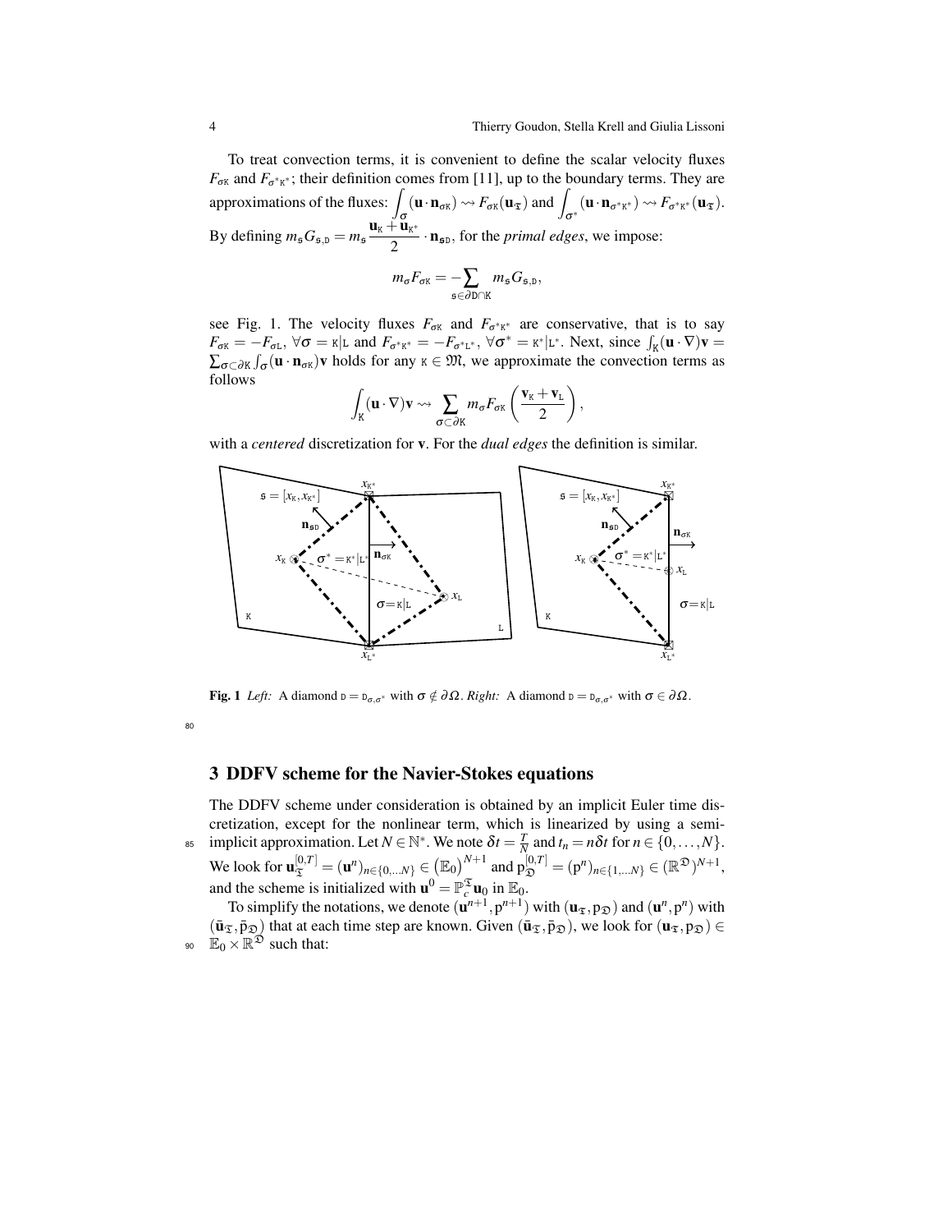To treat convection terms, it is convenient to define the scalar velocity fluxes $F_{\sigma\mathtt{K}}$ and $F_{\sigma^*\mathtt{K}^*}$; their definition comes from [11], up to the boundary terms. They are approximations of the fluxes: $\displaystyle\int_{\sigma}(\mathbf{u}\cdot\mathbf{n}_{\sigma\mathtt{K}}) \rightsquigarrow F_{\sigma\mathtt{K}}(\mathbf{u}_{\mathfrak{T}})$ and $\displaystyle\int_{\sigma^*}(\mathbf{u}\cdot\mathbf{n}_{\sigma^*\mathtt{K}^*}) \rightsquigarrow F_{\sigma^*\mathtt{K}^*}(\mathbf{u}_{\mathfrak{T}})$. By defining $m_{\mathfrak{s}}G_{\mathfrak{s},\mathtt{D}} = m_{\mathfrak{s}}\dfrac{\mathbf{u}_{\mathtt{K}}+\mathbf{u}_{\mathtt{K}^*}}{2}\cdot\mathbf{n}_{\mathfrak{s}\mathtt{D}}$, for the *primal edges*, we impose:

$$m_\sigma F_{\sigma\mathtt{K}} = -\sum_{\mathfrak{s}\in\partial\mathtt{D}\cap\mathtt{K}} m_{\mathfrak{s}}G_{\mathfrak{s},\mathtt{D}},$$

see Fig. 1. The velocity fluxes $F_{\sigma\mathtt{K}}$ and $F_{\sigma^*\mathtt{K}^*}$ are conservative, that is to say $F_{\sigma\mathtt{K}} = -F_{\sigma\mathtt{L}}$, $\forall\sigma = \mathtt{K}|\mathtt{L}$ and $F_{\sigma^*\mathtt{K}^*} = -F_{\sigma^*\mathtt{L}^*}$, $\forall\sigma^* = \mathtt{K}^*|\mathtt{L}^*$. Next, since $\int_{\mathtt{K}}(\mathbf{u}\cdot\nabla)\mathbf{v} = \sum_{\sigma\subset\partial\mathtt{K}}\int_\sigma(\mathbf{u}\cdot\mathbf{n}_{\sigma\mathtt{K}})\mathbf{v}$ holds for any $\mathtt{K}\in\mathfrak{M}$, we approximate the convection terms as follows

$$\int_{\mathtt{K}}(\mathbf{u}\cdot\nabla)\mathbf{v} \rightsquigarrow \sum_{\sigma\subset\partial\mathtt{K}} m_\sigma F_{\sigma\mathtt{K}}\left(\frac{\mathbf{v}_{\mathtt{K}}+\mathbf{v}_{\mathtt{L}}}{2}\right),$$

with a *centered* discretization for $\mathbf{v}$. For the *dual edges* the definition is similar.

**Fig. 1** *Left:* A diamond $\mathtt{D} = \mathtt{D}_{\sigma,\sigma^*}$ with $\sigma\notin\partial\Omega$. *Right:* A diamond $\mathtt{D} = \mathtt{D}_{\sigma,\sigma^*}$ with $\sigma\in\partial\Omega$.

## 3 DDFV scheme for the Navier-Stokes equations

The DDFV scheme under consideration is obtained by an implicit Euler time discretization, except for the nonlinear term, which is linearized by using a semi-implicit approximation. Let $N\in\mathbb{N}^*$. We note $\delta t = \frac{T}{N}$ and $t_n = n\delta t$ for $n\in\{0,\ldots,N\}$. We look for $\mathbf{u}_{\mathfrak{T}}^{[0,T]} = (\mathbf{u}^n)_{n\in\{0,\ldots N\}}\in\left(\mathbb{E}_0\right)^{N+1}$ and $\mathrm{p}_{\mathfrak{D}}^{[0,T]} = (\mathrm{p}^n)_{n\in\{1,\ldots N\}}\in(\mathbb{R}^{\mathfrak{D}})^{N+1}$, and the scheme is initialized with $\mathbf{u}^0 = \mathbb{P}_c^{\mathfrak{T}}\mathbf{u}_0$ in $\mathbb{E}_0$.

To simplify the notations, we denote $(\mathbf{u}^{n+1},\mathrm{p}^{n+1})$ with $(\mathbf{u}_{\mathfrak{T}},\mathrm{p}_{\mathfrak{D}})$ and $(\mathbf{u}^n,\mathrm{p}^n)$ with $(\bar{\mathbf{u}}_{\mathfrak{T}},\bar{\mathrm{p}}_{\mathfrak{D}})$ that at each time step are known. Given $(\bar{\mathbf{u}}_{\mathfrak{T}},\bar{\mathrm{p}}_{\mathfrak{D}})$, we look for $(\mathbf{u}_{\mathfrak{T}},\mathrm{p}_{\mathfrak{D}})\in\mathbb{E}_0\times\mathbb{R}^{\mathfrak{D}}$ such that: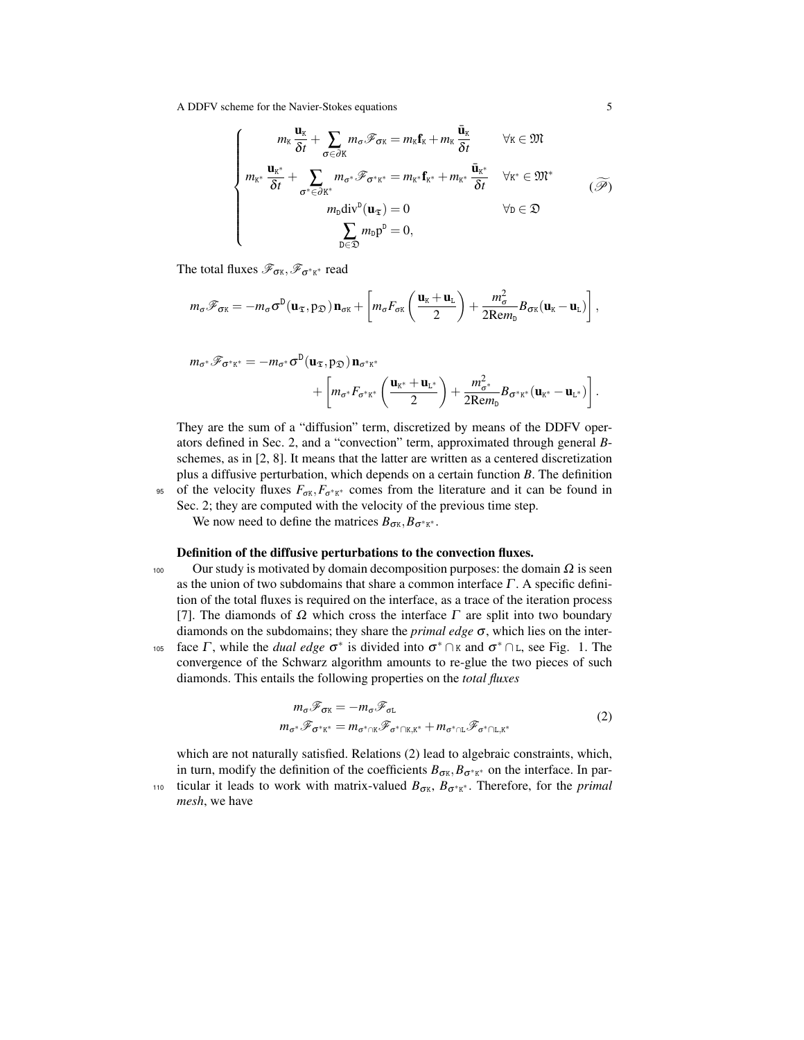$$
\begin{cases}
m_{\mathtt{K}} \dfrac{\mathbf{u}_{\mathtt{K}}}{\delta t} + \displaystyle\sum_{\sigma \in \partial \mathtt{K}} m_\sigma \mathscr{F}_{\sigma\mathtt{K}} = m_{\mathtt{K}} \mathbf{f}_{\mathtt{K}} + m_{\mathtt{K}} \dfrac{\bar{\mathbf{u}}_{\mathtt{K}}}{\delta t} & \forall \mathtt{K} \in \mathfrak{M} \\
m_{\mathtt{K}^*} \dfrac{\mathbf{u}_{\mathtt{K}^*}}{\delta t} + \displaystyle\sum_{\sigma^* \in \partial \mathtt{K}^*} m_{\sigma^*} \mathscr{F}_{\sigma^*\mathtt{K}^*} = m_{\mathtt{K}^*} \mathbf{f}_{\mathtt{K}^*} + m_{\mathtt{K}^*} \dfrac{\bar{\mathbf{u}}_{\mathtt{K}^*}}{\delta t} & \forall \mathtt{K}^* \in \mathfrak{M}^* \\
m_{\mathtt{D}} \mathrm{div}^{\mathtt{D}}(\mathbf{u}_{\mathfrak{T}}) = 0 & \forall \mathtt{D} \in \mathfrak{D} \\
\displaystyle\sum_{\mathtt{D} \in \mathfrak{D}} m_{\mathtt{D}} \mathrm{p}^{\mathtt{D}} = 0, &
\end{cases}
\qquad (\widetilde{\mathscr{P}})
$$

The total fluxes $\mathscr{F}_{\sigma\mathtt{K}}, \mathscr{F}_{\sigma^*\mathtt{K}^*}$ read

$$
m_\sigma \mathscr{F}_{\sigma\mathtt{K}} = -m_\sigma \sigma^{\mathtt{D}}(\mathbf{u}_{\mathfrak{T}}, \mathrm{p}_{\mathfrak{D}})\, \mathbf{n}_{\sigma\mathtt{K}} + \left[ m_\sigma F_{\sigma\mathtt{K}} \left( \frac{\mathbf{u}_{\mathtt{K}} + \mathbf{u}_{\mathtt{L}}}{2} \right) + \frac{m_\sigma^2}{2\mathrm{Re} m_{\mathtt{D}}} B_{\sigma\mathtt{K}} (\mathbf{u}_{\mathtt{K}} - \mathbf{u}_{\mathtt{L}}) \right],
$$

$$
\begin{aligned}
m_{\sigma^*} \mathscr{F}_{\sigma^*\mathtt{K}^*} = -m_{\sigma^*} \sigma^{\mathtt{D}}(\mathbf{u}_{\mathfrak{T}}, \mathrm{p}_{\mathfrak{D}})\, \mathbf{n}_{\sigma^*\mathtt{K}^*} \\
+ \left[ m_{\sigma^*} F_{\sigma^*\mathtt{K}^*} \left( \frac{\mathbf{u}_{\mathtt{K}^*} + \mathbf{u}_{\mathtt{L}^*}}{2} \right) + \frac{m_{\sigma^*}^2}{2\mathrm{Re} m_{\mathtt{D}}} B_{\sigma^*\mathtt{K}^*} (\mathbf{u}_{\mathtt{K}^*} - \mathbf{u}_{\mathtt{L}^*}) \right].
\end{aligned}
$$

They are the sum of a "diffusion" term, discretized by means of the DDFV operators defined in Sec. 2, and a "convection" term, approximated through general $B$-schemes, as in [2, 8]. It means that the latter are written as a centered discretization plus a diffusive perturbation, which depends on a certain function $B$. The definition of the velocity fluxes $F_{\sigma\mathtt{K}}, F_{\sigma^*\mathtt{K}^*}$ comes from the literature and it can be found in Sec. 2; they are computed with the velocity of the previous time step.

We now need to define the matrices $B_{\sigma\mathtt{K}}, B_{\sigma^*\mathtt{K}^*}$.

**Definition of the diffusive perturbations to the convection fluxes.**

Our study is motivated by domain decomposition purposes: the domain $\Omega$ is seen as the union of two subdomains that share a common interface $\Gamma$. A specific definition of the total fluxes is required on the interface, as a trace of the iteration process [7]. The diamonds of $\Omega$ which cross the interface $\Gamma$ are split into two boundary diamonds on the subdomains; they share the *primal edge* $\sigma$, which lies on the interface $\Gamma$, while the *dual edge* $\sigma^*$ is divided into $\sigma^* \cap \mathtt{K}$ and $\sigma^* \cap \mathtt{L}$, see Fig. 1. The convergence of the Schwarz algorithm amounts to re-glue the two pieces of such diamonds. This entails the following properties on the *total fluxes*

$$
\begin{aligned}
m_\sigma \mathscr{F}_{\sigma\mathtt{K}} &= -m_\sigma \mathscr{F}_{\sigma\mathtt{L}} \\
m_{\sigma^*} \mathscr{F}_{\sigma^*\mathtt{K}^*} &= m_{\sigma^* \cap \mathtt{K}} \mathscr{F}_{\sigma^* \cap \mathtt{K}, \mathtt{K}^*} + m_{\sigma^* \cap \mathtt{L}} \mathscr{F}_{\sigma^* \cap \mathtt{L}, \mathtt{K}^*}
\end{aligned}
\qquad (2)
$$

which are not naturally satisfied. Relations (2) lead to algebraic constraints, which, in turn, modify the definition of the coefficients $B_{\sigma\mathtt{K}}, B_{\sigma^*\mathtt{K}^*}$ on the interface. In particular it leads to work with matrix-valued $B_{\sigma\mathtt{K}}$, $B_{\sigma^*\mathtt{K}^*}$. Therefore, for the *primal mesh*, we have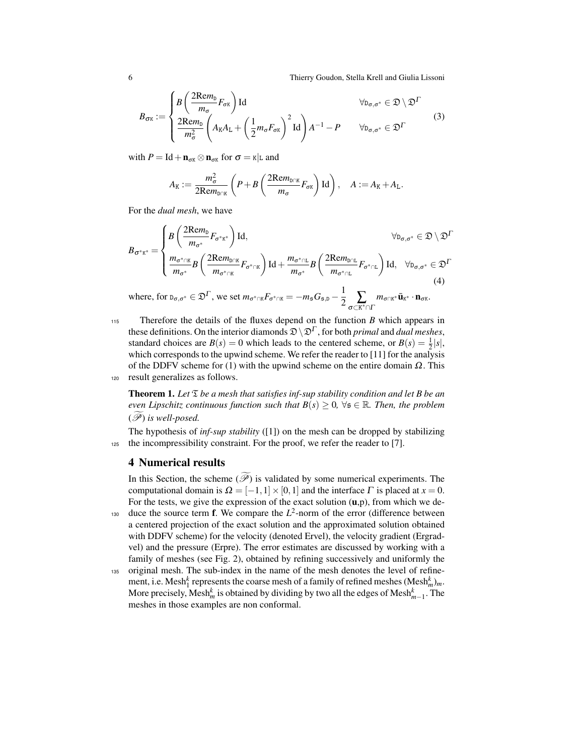$$
B_{\sigma\mathtt{K}} := \begin{cases} B\left(\dfrac{2\mathrm{Re}m_{\mathtt{D}}}{m_\sigma}F_{\sigma\mathtt{K}}\right)\mathrm{Id} & \forall \mathtt{D}_{\sigma,\sigma^*} \in \mathfrak{D}\setminus\mathfrak{D}^\Gamma \\ \dfrac{2\mathrm{Re}m_{\mathtt{D}}}{m_\sigma^2}\left(A_{\mathtt{K}}A_{\mathtt{L}} + \left(\dfrac{1}{2}m_\sigma F_{\sigma\mathtt{K}}\right)^2 \mathrm{Id}\right)A^{-1} - P & \forall \mathtt{D}_{\sigma,\sigma^*} \in \mathfrak{D}^\Gamma \end{cases} \tag{3}
$$

with $P = \mathrm{Id} + \mathbf{n}_{\sigma\mathtt{K}} \otimes \mathbf{n}_{\sigma\mathtt{K}}$ for $\sigma = \mathtt{K}|\mathtt{L}$ and

$$
A_{\mathtt{K}} := \frac{m_\sigma^2}{2\mathrm{Re}m_{\mathtt{D}\cap\mathtt{K}}}\left(P + B\left(\frac{2\mathrm{Re}m_{\mathtt{D}\cap\mathtt{K}}}{m_\sigma}F_{\sigma\mathtt{K}}\right)\mathrm{Id}\right), \quad A := A_{\mathtt{K}} + A_{\mathtt{L}}.
$$

For the *dual mesh*, we have

$$
B_{\sigma^*\mathtt{K}^*} = \begin{cases} B\left(\dfrac{2\mathrm{Re}m_{\mathtt{D}}}{m_{\sigma^*}}F_{\sigma^*\mathtt{K}^*}\right)\mathrm{Id}, & \forall \mathtt{D}_{\sigma,\sigma^*} \in \mathfrak{D}\setminus\mathfrak{D}^\Gamma \\ \dfrac{m_{\sigma^*\cap\mathtt{K}}}{m_{\sigma^*}}B\left(\dfrac{2\mathrm{Re}m_{\mathtt{D}\cap\mathtt{K}}}{m_{\sigma^*\cap\mathtt{K}}}F_{\sigma^*\cap\mathtt{K}}\right)\mathrm{Id} + \dfrac{m_{\sigma^*\cap\mathtt{L}}}{m_{\sigma^*}}B\left(\dfrac{2\mathrm{Re}m_{\mathtt{D}\cap\mathtt{L}}}{m_{\sigma^*\cap\mathtt{L}}}F_{\sigma^*\cap\mathtt{L}}\right)\mathrm{Id}, & \forall \mathtt{D}_{\sigma,\sigma^*} \in \mathfrak{D}^\Gamma \end{cases} \tag{4}
$$

where, for $\mathtt{D}_{\sigma,\sigma^*} \in \mathfrak{D}^\Gamma$, we set $m_{\sigma^*\cap\mathtt{K}}F_{\sigma^*\cap\mathtt{K}} = -m_{\mathfrak{s}}G_{\mathfrak{s},\mathtt{D}} - \dfrac{1}{2}\displaystyle\sum_{\sigma\subset\mathtt{K}^*\cap\Gamma} m_{\sigma\cap\mathtt{K}^*}\bar{\mathbf{u}}_{\mathtt{K}^*}\cdot\mathbf{n}_{\sigma\mathtt{K}}$.

Therefore the details of the fluxes depend on the function $B$ which appears in these definitions. On the interior diamonds $\mathfrak{D}\setminus\mathfrak{D}^\Gamma$, for both *primal* and *dual meshes*, standard choices are $B(s) = 0$ which leads to the centered scheme, or $B(s) = \frac{1}{2}|s|$, which corresponds to the upwind scheme. We refer the reader to [11] for the analysis of the DDFV scheme for (1) with the upwind scheme on the entire domain $\Omega$. This result generalizes as follows.

**Theorem 1.** *Let $\mathfrak{T}$ be a mesh that satisfies inf-sup stability condition and let $B$ be an even Lipschitz continuous function such that $B(s) \geq 0$, $\forall \mathfrak{s} \in \mathbb{R}$. Then, the problem $(\widetilde{\mathscr{P}})$ is well-posed.*

The hypothesis of *inf-sup stability* ([1]) on the mesh can be dropped by stabilizing the incompressibility constraint. For the proof, we refer the reader to [7].

## 4 Numerical results

In this Section, the scheme $(\widetilde{\mathscr{P}})$ is validated by some numerical experiments. The computational domain is $\Omega = [-1,1]\times[0,1]$ and the interface $\Gamma$ is placed at $x = 0$. For the tests, we give the expression of the exact solution $(\mathbf{u},\mathrm{p})$, from which we deduce the source term $\mathbf{f}$. We compare the $L^2$-norm of the error (difference between a centered projection of the exact solution and the approximated solution obtained with DDFV scheme) for the velocity (denoted Ervel), the velocity gradient (Ergradvel) and the pressure (Erpre). The error estimates are discussed by working with a family of meshes (see Fig. 2), obtained by refining successively and uniformly the original mesh. The sub-index in the name of the mesh denotes the level of refinement, i.e. $\mathrm{Mesh}_1^k$ represents the coarse mesh of a family of refined meshes $(\mathrm{Mesh}_m^k)_m$. More precisely, $\mathrm{Mesh}_m^k$ is obtained by dividing by two all the edges of $\mathrm{Mesh}_{m-1}^k$. The meshes in those examples are non conformal.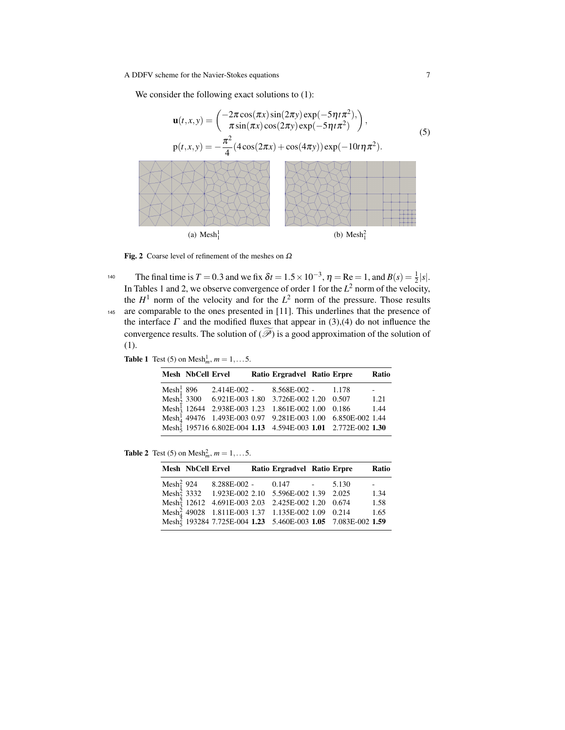We consider the following exact solutions to (1):

$$\mathbf{u}(t,x,y) = \begin{pmatrix} -2\pi\cos(\pi x)\sin(2\pi y)\exp(-5\eta t\pi^2), \\ \pi\sin(\pi x)\cos(2\pi y)\exp(-5\eta t\pi^2) \end{pmatrix},$$
$$\mathrm{p}(t,x,y) = -\frac{\pi^2}{4}(4\cos(2\pi x) + \cos(4\pi y))\exp(-10t\eta\pi^2). \tag{5}$$

(a) $\mathrm{Mesh}^1_1$ (b) $\mathrm{Mesh}^2_1$

**Fig. 2** Coarse level of refinement of the meshes on $\Omega$

The final time is $T = 0.3$ and we fix $\delta t = 1.5 \times 10^{-3}$, $\eta = \mathrm{Re} = 1$, and $B(s) = \frac{1}{2}|s|$. In Tables 1 and 2, we observe convergence of order 1 for the $L^2$ norm of the velocity, the $H^1$ norm of the velocity and for the $L^2$ norm of the pressure. Those results are comparable to the ones presented in [11]. This underlines that the presence of the interface $\Gamma$ and the modified fluxes that appear in (3),(4) do not influence the convergence results. The solution of $(\widetilde{\mathscr{P}})$ is a good approximation of the solution of (1).

**Table 1** Test (5) on $\mathrm{Mesh}^1_m$, $m = 1, \ldots 5$.

| Mesh | NbCell | Ervel | Ratio | Ergradvel | Ratio | Erpre | Ratio |
|---|---|---|---|---|---|---|---|
| $\mathrm{Mesh}^1_1$ | 896 | 2.414E-002 | - | 8.568E-002 | - | 1.178 | - |
| $\mathrm{Mesh}^1_2$ | 3300 | 6.921E-003 | 1.80 | 3.726E-002 | 1.20 | 0.507 | 1.21 |
| $\mathrm{Mesh}^1_3$ | 12644 | 2.938E-003 | 1.23 | 1.861E-002 | 1.00 | 0.186 | 1.44 |
| $\mathrm{Mesh}^1_4$ | 49476 | 1.493E-003 | 0.97 | 9.281E-003 | 1.00 | 6.850E-002 | 1.44 |
| $\mathrm{Mesh}^1_5$ | 195716 | 6.802E-004 | **1.13** | 4.594E-003 | **1.01** | 2.772E-002 | **1.30** |

**Table 2** Test (5) on $\mathrm{Mesh}^2_m$, $m = 1, \ldots 5$.

| Mesh | NbCell | Ervel | Ratio | Ergradvel | Ratio | Erpre | Ratio |
|---|---|---|---|---|---|---|---|
| $\mathrm{Mesh}^2_1$ | 924 | 8.288E-002 | - | 0.147 | - | 5.130 | - |
| $\mathrm{Mesh}^2_2$ | 3332 | 1.923E-002 | 2.10 | 5.596E-002 | 1.39 | 2.025 | 1.34 |
| $\mathrm{Mesh}^2_3$ | 12612 | 4.691E-003 | 2.03 | 2.425E-002 | 1.20 | 0.674 | 1.58 |
| $\mathrm{Mesh}^2_4$ | 49028 | 1.811E-003 | 1.37 | 1.135E-002 | 1.09 | 0.214 | 1.65 |
| $\mathrm{Mesh}^2_5$ | 193284 | 7.725E-004 | **1.23** | 5.460E-003 | **1.05** | 7.083E-002 | **1.59** |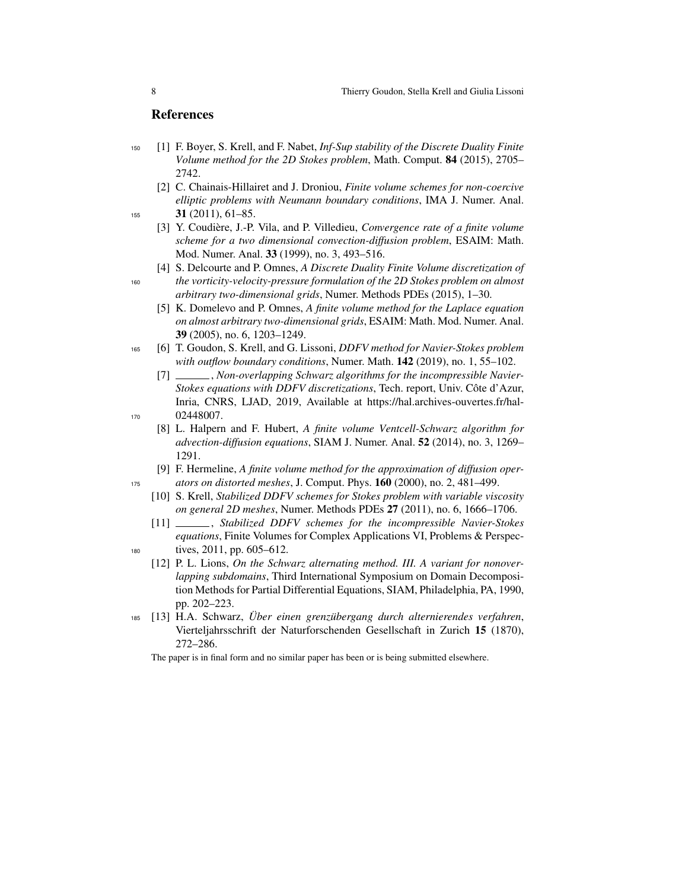## References

1. F. Boyer, S. Krell, and F. Nabet, *Inf-Sup stability of the Discrete Duality Finite Volume method for the 2D Stokes problem*, Math. Comput. **84** (2015), 2705–2742.
2. C. Chainais-Hillairet and J. Droniou, *Finite volume schemes for non-coercive elliptic problems with Neumann boundary conditions*, IMA J. Numer. Anal. **31** (2011), 61–85.
3. Y. Coudière, J.-P. Vila, and P. Villedieu, *Convergence rate of a finite volume scheme for a two dimensional convection-diffusion problem*, ESAIM: Math. Mod. Numer. Anal. **33** (1999), no. 3, 493–516.
4. S. Delcourte and P. Omnes, *A Discrete Duality Finite Volume discretization of the vorticity-velocity-pressure formulation of the 2D Stokes problem on almost arbitrary two-dimensional grids*, Numer. Methods PDEs (2015), 1–30.
5. K. Domelevo and P. Omnes, *A finite volume method for the Laplace equation on almost arbitrary two-dimensional grids*, ESAIM: Math. Mod. Numer. Anal. **39** (2005), no. 6, 1203–1249.
6. T. Goudon, S. Krell, and G. Lissoni, *DDFV method for Navier-Stokes problem with outflow boundary conditions*, Numer. Math. **142** (2019), no. 1, 55–102.
7. ______, *Non-overlapping Schwarz algorithms for the incompressible Navier-Stokes equations with DDFV discretizations*, Tech. report, Univ. Côte d'Azur, Inria, CNRS, LJAD, 2019, Available at https://hal.archives-ouvertes.fr/hal-02448007.
8. L. Halpern and F. Hubert, *A finite volume Ventcell-Schwarz algorithm for advection-diffusion equations*, SIAM J. Numer. Anal. **52** (2014), no. 3, 1269–1291.
9. F. Hermeline, *A finite volume method for the approximation of diffusion operators on distorted meshes*, J. Comput. Phys. **160** (2000), no. 2, 481–499.
10. S. Krell, *Stabilized DDFV schemes for Stokes problem with variable viscosity on general 2D meshes*, Numer. Methods PDEs **27** (2011), no. 6, 1666–1706.
11. ______, *Stabilized DDFV schemes for the incompressible Navier-Stokes equations*, Finite Volumes for Complex Applications VI, Problems & Perspectives, 2011, pp. 605–612.
12. P. L. Lions, *On the Schwarz alternating method. III. A variant for nonoverlapping subdomains*, Third International Symposium on Domain Decomposition Methods for Partial Differential Equations, SIAM, Philadelphia, PA, 1990, pp. 202–223.
13. H.A. Schwarz, *Über einen grenzübergang durch alternierendes verfahren*, Vierteljahrsschrift der Naturforschenden Gesellschaft in Zurich **15** (1870), 272–286.

The paper is in final form and no similar paper has been or is being submitted elsewhere.